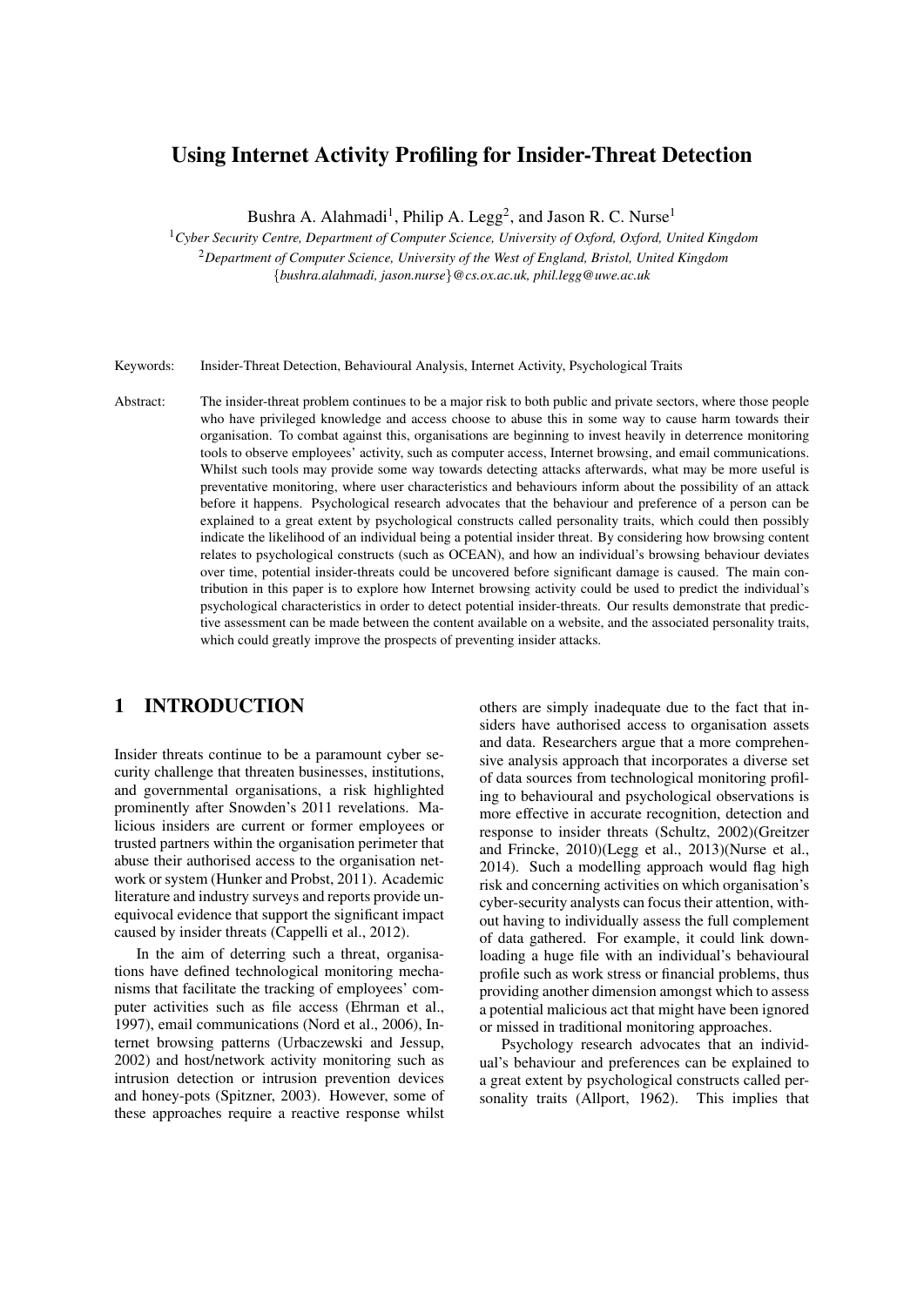# Using Internet Activity Profiling for Insider-Threat Detection

Bushra A. Alahmadi[1], Philip A. Legg[2], and Jason R. C. Nurse[1]

[1]*Cyber Security Centre, Department of Computer Science, University of Oxford, Oxford, United Kingdom*
[2]*Department of Computer Science, University of the West of England, Bristol, United Kingdom*
{*bushra.alahmadi, jason.nurse*}*@cs.ox.ac.uk, phil.legg@uwe.ac.uk*

Keywords: Insider-Threat Detection, Behavioural Analysis, Internet Activity, Psychological Traits

Abstract: The insider-threat problem continues to be a major risk to both public and private sectors, where those people who have privileged knowledge and access choose to abuse this in some way to cause harm towards their organisation. To combat against this, organisations are beginning to invest heavily in deterrence monitoring tools to observe employees' activity, such as computer access, Internet browsing, and email communications. Whilst such tools may provide some way towards detecting attacks afterwards, what may be more useful is preventative monitoring, where user characteristics and behaviours inform about the possibility of an attack before it happens. Psychological research advocates that the behaviour and preference of a person can be explained to a great extent by psychological constructs called personality traits, which could then possibly indicate the likelihood of an individual being a potential insider threat. By considering how browsing content relates to psychological constructs (such as OCEAN), and how an individual's browsing behaviour deviates over time, potential insider-threats could be uncovered before significant damage is caused. The main contribution in this paper is to explore how Internet browsing activity could be used to predict the individual's psychological characteristics in order to detect potential insider-threats. Our results demonstrate that predictive assessment can be made between the content available on a website, and the associated personality traits, which could greatly improve the prospects of preventing insider attacks.

## 1 INTRODUCTION

Insider threats continue to be a paramount cyber security challenge that threaten businesses, institutions, and governmental organisations, a risk highlighted prominently after Snowden's 2011 revelations. Malicious insiders are current or former employees or trusted partners within the organisation perimeter that abuse their authorised access to the organisation network or system (Hunker and Probst, 2011). Academic literature and industry surveys and reports provide unequivocal evidence that support the significant impact caused by insider threats (Cappelli et al., 2012).

In the aim of deterring such a threat, organisations have defined technological monitoring mechanisms that facilitate the tracking of employees' computer activities such as file access (Ehrman et al., 1997), email communications (Nord et al., 2006), Internet browsing patterns (Urbaczewski and Jessup, 2002) and host/network activity monitoring such as intrusion detection or intrusion prevention devices and honey-pots (Spitzner, 2003). However, some of these approaches require a reactive response whilst others are simply inadequate due to the fact that insiders have authorised access to organisation assets and data. Researchers argue that a more comprehensive analysis approach that incorporates a diverse set of data sources from technological monitoring profiling to behavioural and psychological observations is more effective in accurate recognition, detection and response to insider threats (Schultz, 2002)(Greitzer and Frincke, 2010)(Legg et al., 2013)(Nurse et al., 2014). Such a modelling approach would flag high risk and concerning activities on which organisation's cyber-security analysts can focus their attention, without having to individually assess the full complement of data gathered. For example, it could link downloading a huge file with an individual's behavioural profile such as work stress or financial problems, thus providing another dimension amongst which to assess a potential malicious act that might have been ignored or missed in traditional monitoring approaches.

Psychology research advocates that an individual's behaviour and preferences can be explained to a great extent by psychological constructs called personality traits (Allport, 1962). This implies that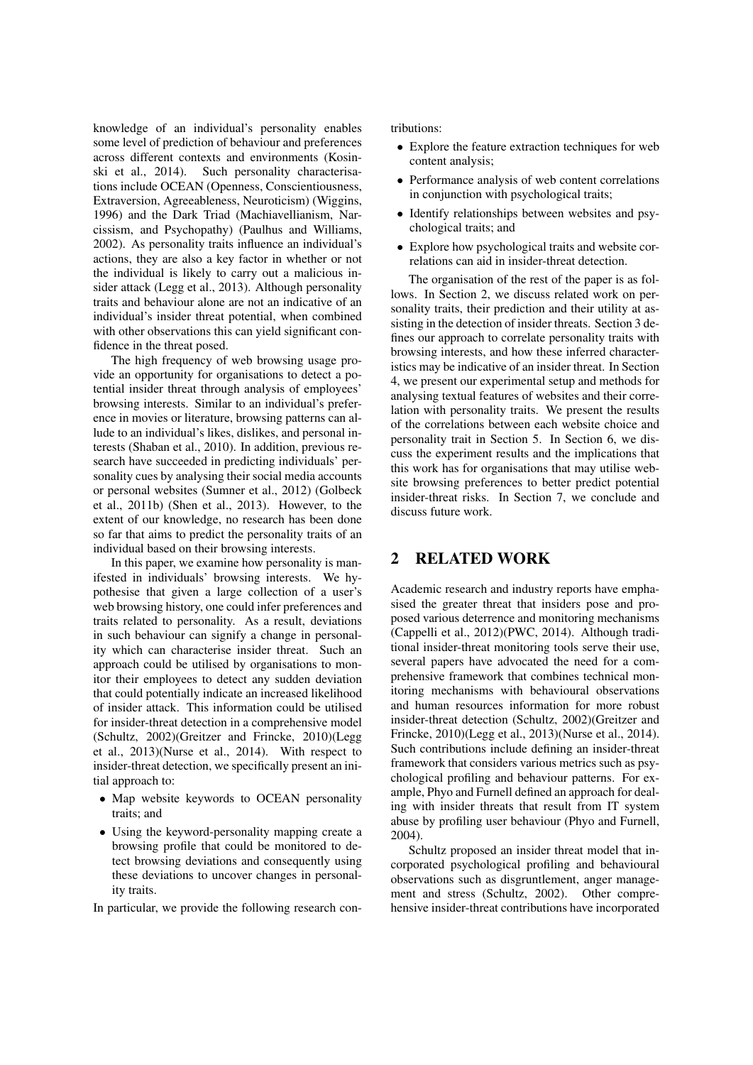knowledge of an individual's personality enables some level of prediction of behaviour and preferences across different contexts and environments (Kosinski et al., 2014). Such personality characterisations include OCEAN (Openness, Conscientiousness, Extraversion, Agreeableness, Neuroticism) (Wiggins, 1996) and the Dark Triad (Machiavellianism, Narcissism, and Psychopathy) (Paulhus and Williams, 2002). As personality traits influence an individual's actions, they are also a key factor in whether or not the individual is likely to carry out a malicious insider attack (Legg et al., 2013). Although personality traits and behaviour alone are not an indicative of an individual's insider threat potential, when combined with other observations this can yield significant confidence in the threat posed.

The high frequency of web browsing usage provide an opportunity for organisations to detect a potential insider threat through analysis of employees' browsing interests. Similar to an individual's preference in movies or literature, browsing patterns can allude to an individual's likes, dislikes, and personal interests (Shaban et al., 2010). In addition, previous research have succeeded in predicting individuals' personality cues by analysing their social media accounts or personal websites (Sumner et al., 2012) (Golbeck et al., 2011b) (Shen et al., 2013). However, to the extent of our knowledge, no research has been done so far that aims to predict the personality traits of an individual based on their browsing interests.

In this paper, we examine how personality is manifested in individuals' browsing interests. We hypothesise that given a large collection of a user's web browsing history, one could infer preferences and traits related to personality. As a result, deviations in such behaviour can signify a change in personality which can characterise insider threat. Such an approach could be utilised by organisations to monitor their employees to detect any sudden deviation that could potentially indicate an increased likelihood of insider attack. This information could be utilised for insider-threat detection in a comprehensive model (Schultz, 2002)(Greitzer and Frincke, 2010)(Legg et al., 2013)(Nurse et al., 2014). With respect to insider-threat detection, we specifically present an initial approach to:

- Map website keywords to OCEAN personality traits; and
- Using the keyword-personality mapping create a browsing profile that could be monitored to detect browsing deviations and consequently using these deviations to uncover changes in personality traits.

In particular, we provide the following research contributions:

- Explore the feature extraction techniques for web content analysis;
- Performance analysis of web content correlations in conjunction with psychological traits;
- Identify relationships between websites and psychological traits; and
- Explore how psychological traits and website correlations can aid in insider-threat detection.

The organisation of the rest of the paper is as follows. In Section 2, we discuss related work on personality traits, their prediction and their utility at assisting in the detection of insider threats. Section 3 defines our approach to correlate personality traits with browsing interests, and how these inferred characteristics may be indicative of an insider threat. In Section 4, we present our experimental setup and methods for analysing textual features of websites and their correlation with personality traits. We present the results of the correlations between each website choice and personality trait in Section 5. In Section 6, we discuss the experiment results and the implications that this work has for organisations that may utilise website browsing preferences to better predict potential insider-threat risks. In Section 7, we conclude and discuss future work.

## 2 RELATED WORK

Academic research and industry reports have emphasised the greater threat that insiders pose and proposed various deterrence and monitoring mechanisms (Cappelli et al., 2012)(PWC, 2014). Although traditional insider-threat monitoring tools serve their use, several papers have advocated the need for a comprehensive framework that combines technical monitoring mechanisms with behavioural observations and human resources information for more robust insider-threat detection (Schultz, 2002)(Greitzer and Frincke, 2010)(Legg et al., 2013)(Nurse et al., 2014). Such contributions include defining an insider-threat framework that considers various metrics such as psychological profiling and behaviour patterns. For example, Phyo and Furnell defined an approach for dealing with insider threats that result from IT system abuse by profiling user behaviour (Phyo and Furnell, 2004).

Schultz proposed an insider threat model that incorporated psychological profiling and behavioural observations such as disgruntlement, anger management and stress (Schultz, 2002). Other comprehensive insider-threat contributions have incorporated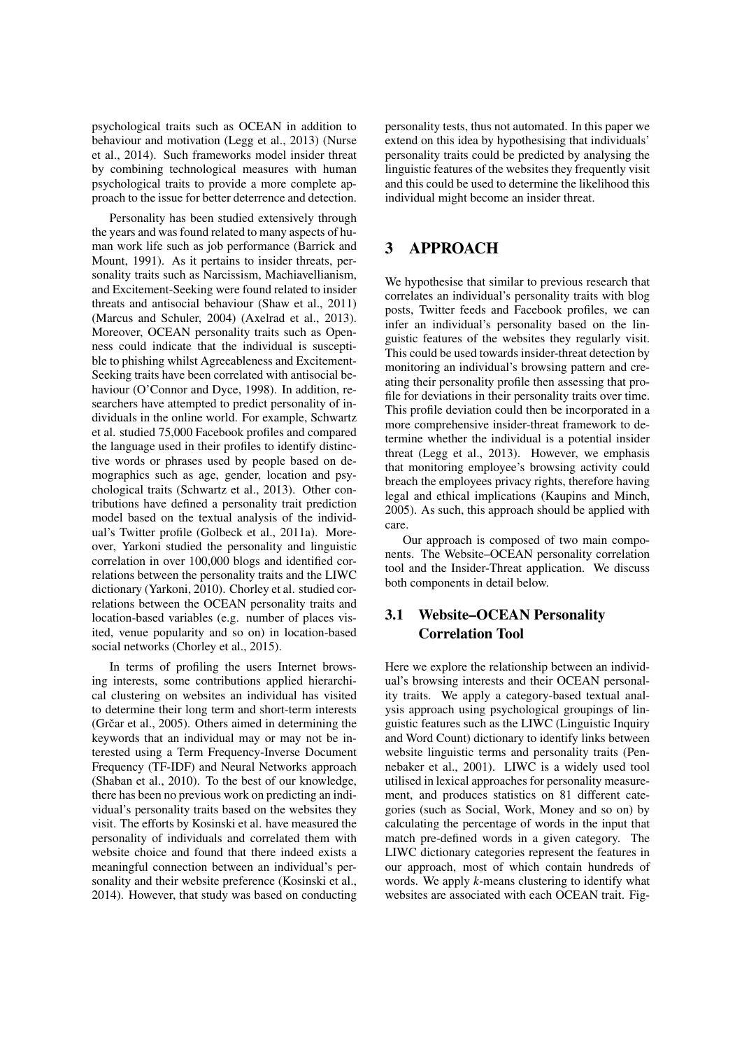psychological traits such as OCEAN in addition to behaviour and motivation (Legg et al., 2013) (Nurse et al., 2014). Such frameworks model insider threat by combining technological measures with human psychological traits to provide a more complete approach to the issue for better deterrence and detection.

Personality has been studied extensively through the years and was found related to many aspects of human work life such as job performance (Barrick and Mount, 1991). As it pertains to insider threats, personality traits such as Narcissism, Machiavellianism, and Excitement-Seeking were found related to insider threats and antisocial behaviour (Shaw et al., 2011) (Marcus and Schuler, 2004) (Axelrad et al., 2013). Moreover, OCEAN personality traits such as Openness could indicate that the individual is susceptible to phishing whilst Agreeableness and Excitement-Seeking traits have been correlated with antisocial behaviour (O'Connor and Dyce, 1998). In addition, researchers have attempted to predict personality of individuals in the online world. For example, Schwartz et al. studied 75,000 Facebook profiles and compared the language used in their profiles to identify distinctive words or phrases used by people based on demographics such as age, gender, location and psychological traits (Schwartz et al., 2013). Other contributions have defined a personality trait prediction model based on the textual analysis of the individual's Twitter profile (Golbeck et al., 2011a). Moreover, Yarkoni studied the personality and linguistic correlation in over 100,000 blogs and identified correlations between the personality traits and the LIWC dictionary (Yarkoni, 2010). Chorley et al. studied correlations between the OCEAN personality traits and location-based variables (e.g. number of places visited, venue popularity and so on) in location-based social networks (Chorley et al., 2015).

In terms of profiling the users Internet browsing interests, some contributions applied hierarchical clustering on websites an individual has visited to determine their long term and short-term interests (Grčar et al., 2005). Others aimed in determining the keywords that an individual may or may not be interested using a Term Frequency-Inverse Document Frequency (TF-IDF) and Neural Networks approach (Shaban et al., 2010). To the best of our knowledge, there has been no previous work on predicting an individual's personality traits based on the websites they visit. The efforts by Kosinski et al. have measured the personality of individuals and correlated them with website choice and found that there indeed exists a meaningful connection between an individual's personality and their website preference (Kosinski et al., 2014). However, that study was based on conducting personality tests, thus not automated. In this paper we extend on this idea by hypothesising that individuals' personality traits could be predicted by analysing the linguistic features of the websites they frequently visit and this could be used to determine the likelihood this individual might become an insider threat.

# 3 APPROACH

We hypothesise that similar to previous research that correlates an individual's personality traits with blog posts, Twitter feeds and Facebook profiles, we can infer an individual's personality based on the linguistic features of the websites they regularly visit. This could be used towards insider-threat detection by monitoring an individual's browsing pattern and creating their personality profile then assessing that profile for deviations in their personality traits over time. This profile deviation could then be incorporated in a more comprehensive insider-threat framework to determine whether the individual is a potential insider threat (Legg et al., 2013). However, we emphasis that monitoring employee's browsing activity could breach the employees privacy rights, therefore having legal and ethical implications (Kaupins and Minch, 2005). As such, this approach should be applied with care.

Our approach is composed of two main components. The Website–OCEAN personality correlation tool and the Insider-Threat application. We discuss both components in detail below.

## 3.1 Website–OCEAN Personality Correlation Tool

Here we explore the relationship between an individual's browsing interests and their OCEAN personality traits. We apply a category-based textual analysis approach using psychological groupings of linguistic features such as the LIWC (Linguistic Inquiry and Word Count) dictionary to identify links between website linguistic terms and personality traits (Pennebaker et al., 2001). LIWC is a widely used tool utilised in lexical approaches for personality measurement, and produces statistics on 81 different categories (such as Social, Work, Money and so on) by calculating the percentage of words in the input that match pre-defined words in a given category. The LIWC dictionary categories represent the features in our approach, most of which contain hundreds of words. We apply *k*-means clustering to identify what websites are associated with each OCEAN trait. Fig-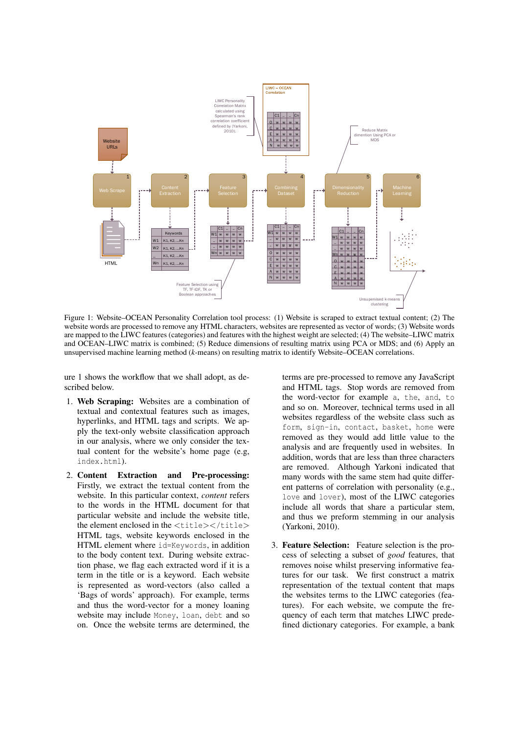Figure 1: Website–OCEAN Personality Correlation tool process: (1) Website is scraped to extract textual content; (2) The website words are processed to remove any HTML characters, websites are represented as vector of words; (3) Website words are mapped to the LIWC features (categories) and features with the highest weight are selected; (4) The website–LIWC matrix and OCEAN–LIWC matrix is combined; (5) Reduce dimensions of resulting matrix using PCA or MDS; and (6) Apply an unsupervised machine learning method (*k*-means) on resulting matrix to identify Website–OCEAN correlations.

ure 1 shows the workflow that we shall adopt, as described below.

1. **Web Scraping:** Websites are a combination of textual and contextual features such as images, hyperlinks, and HTML tags and scripts. We apply the text-only website classification approach in our analysis, where we only consider the textual content for the website's home page (e.g, `index.html`).

2. **Content Extraction and Pre-processing:** Firstly, we extract the textual content from the website. In this particular context, *content* refers to the words in the HTML document for that particular website and include the website title, the element enclosed in the `<title></title>` HTML tags, website keywords enclosed in the HTML element where `id=Keywords`, in addition to the body content text. During website extraction phase, we flag each extracted word if it is a term in the title or is a keyword. Each website is represented as word-vectors (also called a 'Bags of words' approach). For example, terms and thus the word-vector for a money loaning website may include `Money`, `loan`, `debt` and so on. Once the website terms are determined, the terms are pre-processed to remove any JavaScript and HTML tags. Stop words are removed from the word-vector for example `a`, `the`, `and`, `to` and so on. Moreover, technical terms used in all websites regardless of the website class such as `form`, `sign-in`, `contact`, `basket`, `home` were removed as they would add little value to the analysis and are frequently used in websites. In addition, words that are less than three characters are removed. Although Yarkoni indicated that many words with the same stem had quite different patterns of correlation with personality (e.g., `love` and `lover`), most of the LIWC categories include all words that share a particular stem, and thus we preform stemming in our analysis (Yarkoni, 2010).

3. **Feature Selection:** Feature selection is the process of selecting a subset of *good* features, that removes noise whilst preserving informative features for our task. We first construct a matrix representation of the textual content that maps the websites terms to the LIWC categories (features). For each website, we compute the frequency of each term that matches LIWC predefined dictionary categories. For example, a bank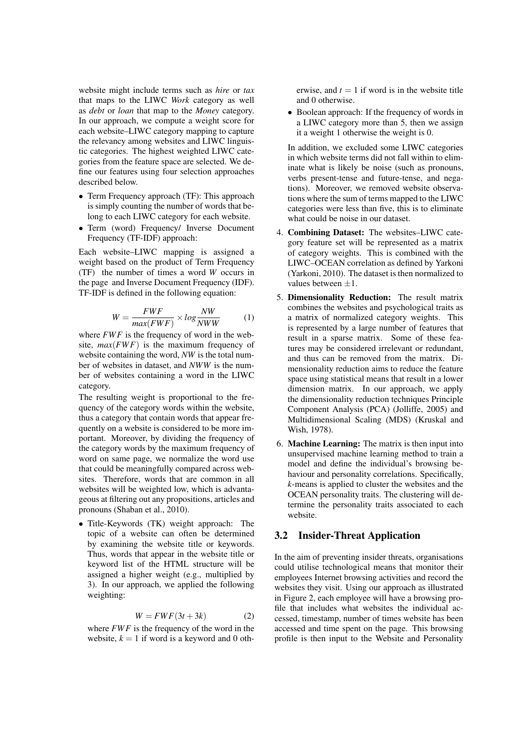website might include terms such as *hire* or *tax* that maps to the LIWC *Work* category as well as *debt* or *loan* that map to the *Money* category. In our approach, we compute a weight score for each website–LIWC category mapping to capture the relevancy among websites and LIWC linguistic categories. The highest weighted LIWC categories from the feature space are selected. We define our features using four selection approaches described below.

- Term Frequency approach (TF): This approach is simply counting the number of words that belong to each LIWC category for each website.
- Term (word) Frequency/ Inverse Document Frequency (TF-IDF) approach:

Each website–LIWC mapping is assigned a weight based on the product of Term Frequency (TF) the number of times a word $W$ occurs in the page and Inverse Document Frequency (IDF). TF-IDF is defined in the following equation:

$$W = \frac{FWF}{max(FWF)} \times log\frac{NW}{NWW} \tag{1}$$

where $FWF$ is the frequency of word in the website, $max(FWF)$ is the maximum frequency of website containing the word, $NW$ is the total number of websites in dataset, and $NWW$ is the number of websites containing a word in the LIWC category.

The resulting weight is proportional to the frequency of the category words within the website, thus a category that contain words that appear frequently on a website is considered to be more important. Moreover, by dividing the frequency of the category words by the maximum frequency of word on same page, we normalize the word use that could be meaningfully compared across websites. Therefore, words that are common in all websites will be weighted low, which is advantageous at filtering out any propositions, articles and pronouns (Shaban et al., 2010).

- Title-Keywords (TK) weight approach: The topic of a website can often be determined by examining the website title or keywords. Thus, words that appear in the website title or keyword list of the HTML structure will be assigned a higher weight (e.g., multiplied by 3). In our approach, we applied the following weighting:

$$W = FWF(3t + 3k) \tag{2}$$

where $FWF$ is the frequency of the word in the website, $k = 1$ if word is a keyword and 0 otherwise, and $t = 1$ if word is in the website title and 0 otherwise.

- Boolean approach: If the frequency of words in a LIWC category more than 5, then we assign it a weight 1 otherwise the weight is 0.

In addition, we excluded some LIWC categories in which website terms did not fall within to eliminate what is likely be noise (such as pronouns, verbs present-tense and future-tense, and negations). Moreover, we removed website observations where the sum of terms mapped to the LIWC categories were less than five, this is to eliminate what could be noise in our dataset.

4. **Combining Dataset:** The websites–LIWC category feature set will be represented as a matrix of category weights. This is combined with the LIWC–OCEAN correlation as defined by Yarkoni (Yarkoni, 2010). The dataset is then normalized to values between $\pm 1$.
5. **Dimensionality Reduction:** The result matrix combines the websites and psychological traits as a matrix of normalized category weights. This is represented by a large number of features that result in a sparse matrix. Some of these features may be considered irrelevant or redundant, and thus can be removed from the matrix. Dimensionality reduction aims to reduce the feature space using statistical means that result in a lower dimension matrix. In our approach, we apply the dimensionality reduction techniques Principle Component Analysis (PCA) (Jolliffe, 2005) and Multidimensional Scaling (MDS) (Kruskal and Wish, 1978).
6. **Machine Learning:** The matrix is then input into unsupervised machine learning method to train a model and define the individual's browsing behaviour and personality correlations. Specifically, $k$-means is applied to cluster the websites and the OCEAN personality traits. The clustering will determine the personality traits associated to each website.

## 3.2 Insider-Threat Application

In the aim of preventing insider threats, organisations could utilise technological means that monitor their employees Internet browsing activities and record the websites they visit. Using our approach as illustrated in Figure 2, each employee will have a browsing profile that includes what websites the individual accessed, timestamp, number of times website has been accessed and time spent on the page. This browsing profile is then input to the Website and Personality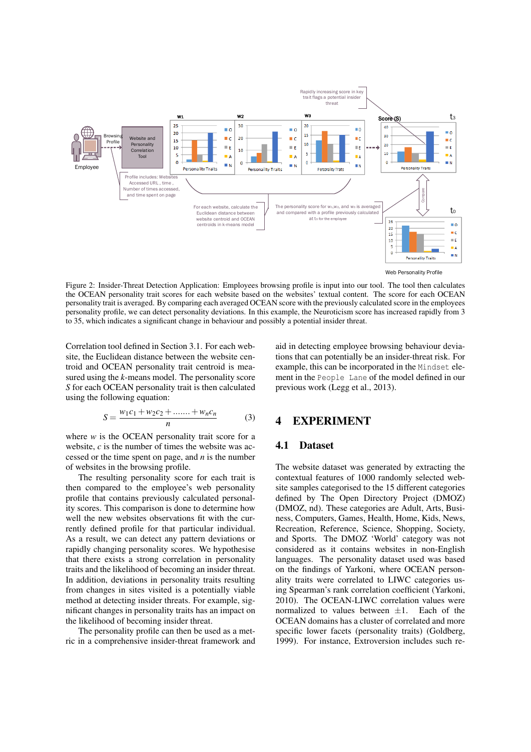Figure 2: Insider-Threat Detection Application: Employees browsing profile is input into our tool. The tool then calculates the OCEAN personality trait scores for each website based on the websites' textual content. The score for each OCEAN personality trait is averaged. By comparing each averaged OCEAN score with the previously calculated score in the employees personality profile, we can detect personality deviations. In this example, the Neuroticism score has increased rapidly from 3 to 35, which indicates a significant change in behaviour and possibly a potential insider threat.

Correlation tool defined in Section 3.1. For each website, the Euclidean distance between the website centroid and OCEAN personality trait centroid is measured using the $k$-means model. The personality score $S$ for each OCEAN personality trait is then calculated using the following equation:

$$S = \frac{w_1c_1 + w_2c_2 + \ldots\ldots + w_nc_n}{n} \quad (3)$$

where $w$ is the OCEAN personality trait score for a website, $c$ is the number of times the website was accessed or the time spent on page, and $n$ is the number of websites in the browsing profile.

The resulting personality score for each trait is then compared to the employee's web personality profile that contains previously calculated personality scores. This comparison is done to determine how well the new websites observations fit with the currently defined profile for that particular individual. As a result, we can detect any pattern deviations or rapidly changing personality scores. We hypothesise that there exists a strong correlation in personality traits and the likelihood of becoming an insider threat. In addition, deviations in personality traits resulting from changes in sites visited is a potentially viable method at detecting insider threats. For example, significant changes in personality traits has an impact on the likelihood of becoming insider threat.

The personality profile can then be used as a metric in a comprehensive insider-threat framework and aid in detecting employee browsing behaviour deviations that can potentially be an insider-threat risk. For example, this can be incorporated in the `Mindset` element in the `People Lane` of the model defined in our previous work (Legg et al., 2013).

# 4 EXPERIMENT

## 4.1 Dataset

The website dataset was generated by extracting the contextual features of 1000 randomly selected website samples categorised to the 15 different categories defined by The Open Directory Project (DMOZ) (DMOZ, nd). These categories are Adult, Arts, Business, Computers, Games, Health, Home, Kids, News, Recreation, Reference, Science, Shopping, Society, and Sports. The DMOZ 'World' category was not considered as it contains websites in non-English languages. The personality dataset used was based on the findings of Yarkoni, where OCEAN personality traits were correlated to LIWC categories using Spearman's rank correlation coefficient (Yarkoni, 2010). The OCEAN-LIWC correlation values were normalized to values between $\pm 1$. Each of the OCEAN domains has a cluster of correlated and more specific lower facets (personality traits) (Goldberg, 1999). For instance, Extroversion includes such re-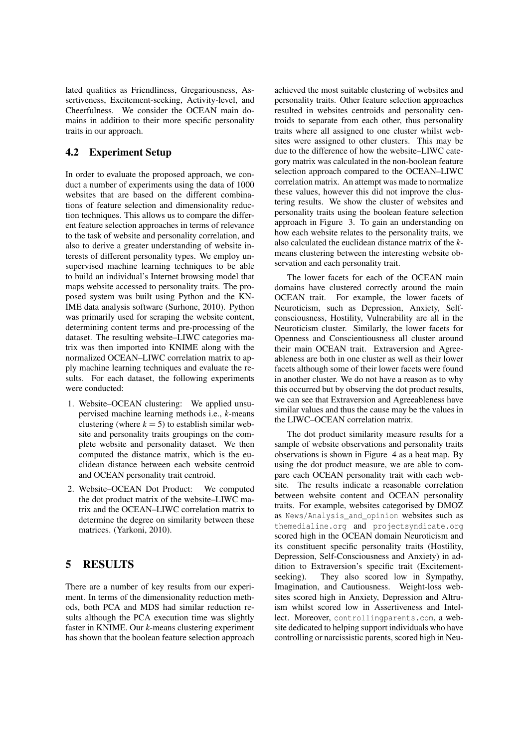lated qualities as Friendliness, Gregariousness, Assertiveness, Excitement-seeking, Activity-level, and Cheerfulness. We consider the OCEAN main domains in addition to their more specific personality traits in our approach.

## 4.2 Experiment Setup

In order to evaluate the proposed approach, we conduct a number of experiments using the data of 1000 websites that are based on the different combinations of feature selection and dimensionality reduction techniques. This allows us to compare the different feature selection approaches in terms of relevance to the task of website and personality correlation, and also to derive a greater understanding of website interests of different personality types. We employ unsupervised machine learning techniques to be able to build an individual's Internet browsing model that maps website accessed to personality traits. The proposed system was built using Python and the KNIME data analysis software (Surhone, 2010). Python was primarily used for scraping the website content, determining content terms and pre-processing of the dataset. The resulting website–LIWC categories matrix was then imported into KNIME along with the normalized OCEAN–LIWC correlation matrix to apply machine learning techniques and evaluate the results. For each dataset, the following experiments were conducted:

1. Website–OCEAN clustering: We applied unsupervised machine learning methods i.e., $k$-means clustering (where $k = 5$) to establish similar website and personality traits groupings on the complete website and personality dataset. We then computed the distance matrix, which is the euclidean distance between each website centroid and OCEAN personality trait centroid.
2. Website–OCEAN Dot Product: We computed the dot product matrix of the website–LIWC matrix and the OCEAN–LIWC correlation matrix to determine the degree on similarity between these matrices. (Yarkoni, 2010).

# 5 RESULTS

There are a number of key results from our experiment. In terms of the dimensionality reduction methods, both PCA and MDS had similar reduction results although the PCA execution time was slightly faster in KNIME. Our $k$-means clustering experiment has shown that the boolean feature selection approach achieved the most suitable clustering of websites and personality traits. Other feature selection approaches resulted in websites centroids and personality centroids to separate from each other, thus personality traits where all assigned to one cluster whilst websites were assigned to other clusters. This may be due to the difference of how the website–LIWC category matrix was calculated in the non-boolean feature selection approach compared to the OCEAN–LIWC correlation matrix. An attempt was made to normalize these values, however this did not improve the clustering results. We show the cluster of websites and personality traits using the boolean feature selection approach in Figure 3. To gain an understanding on how each website relates to the personality traits, we also calculated the euclidean distance matrix of the $k$-means clustering between the interesting website observation and each personality trait.

The lower facets for each of the OCEAN main domains have clustered correctly around the main OCEAN trait. For example, the lower facets of Neuroticism, such as Depression, Anxiety, Self-consciousness, Hostility, Vulnerability are all in the Neuroticism cluster. Similarly, the lower facets for Openness and Conscientiousness all cluster around their main OCEAN trait. Extraversion and Agreeableness are both in one cluster as well as their lower facets although some of their lower facets were found in another cluster. We do not have a reason as to why this occurred but by observing the dot product results, we can see that Extraversion and Agreeableness have similar values and thus the cause may be the values in the LIWC–OCEAN correlation matrix.

The dot product similarity measure results for a sample of website observations and personality traits observations is shown in Figure 4 as a heat map. By using the dot product measure, we are able to compare each OCEAN personality trait with each website. The results indicate a reasonable correlation between website content and OCEAN personality traits. For example, websites categorised by DMOZ as `News/Analysis_and_opinion` websites such as `themedialine.org` and `projectsyndicate.org` scored high in the OCEAN domain Neuroticism and its constituent specific personality traits (Hostility, Depression, Self-Consciousness and Anxiety) in addition to Extraversion's specific trait (Excitement-seeking). They also scored low in Sympathy, Imagination, and Cautiousness. Weight-loss websites scored high in Anxiety, Depression and Altruism whilst scored low in Assertiveness and Intellect. Moreover, `controllingparents.com`, a website dedicated to helping support individuals who have controlling or narcissistic parents, scored high in Neu-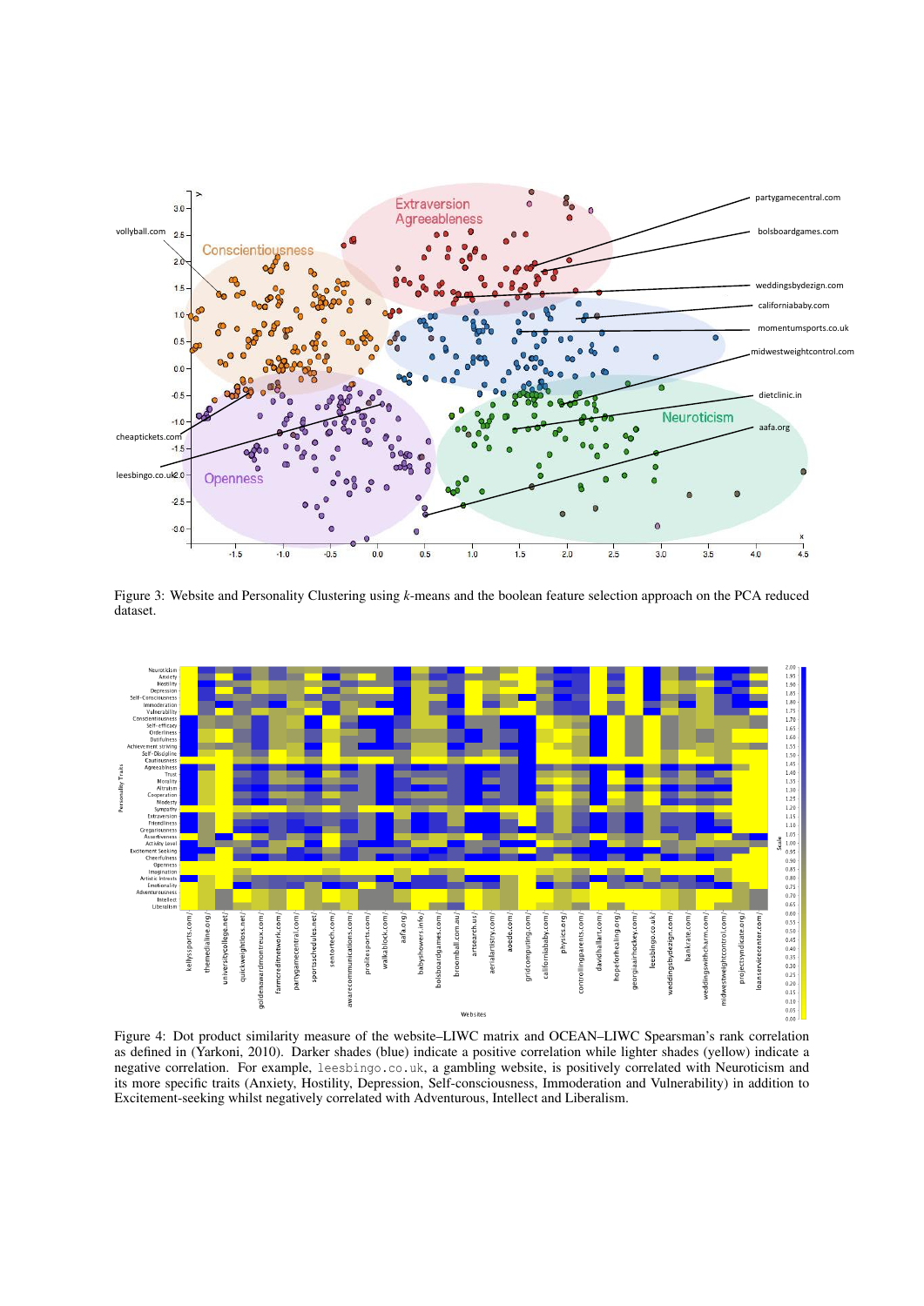Figure 3: Website and Personality Clustering using $k$-means and the boolean feature selection approach on the PCA reduced dataset.

Figure 4: Dot product similarity measure of the website–LIWC matrix and OCEAN–LIWC Spearsman's rank correlation as defined in (Yarkoni, 2010). Darker shades (blue) indicate a positive correlation while lighter shades (yellow) indicate a negative correlation. For example, `leesbingo.co.uk`, a gambling website, is positively correlated with Neuroticism and its more specific traits (Anxiety, Hostility, Depression, Self-consciousness, Immoderation and Vulnerability) in addition to Excitement-seeking whilst negatively correlated with Adventurous, Intellect and Liberalism.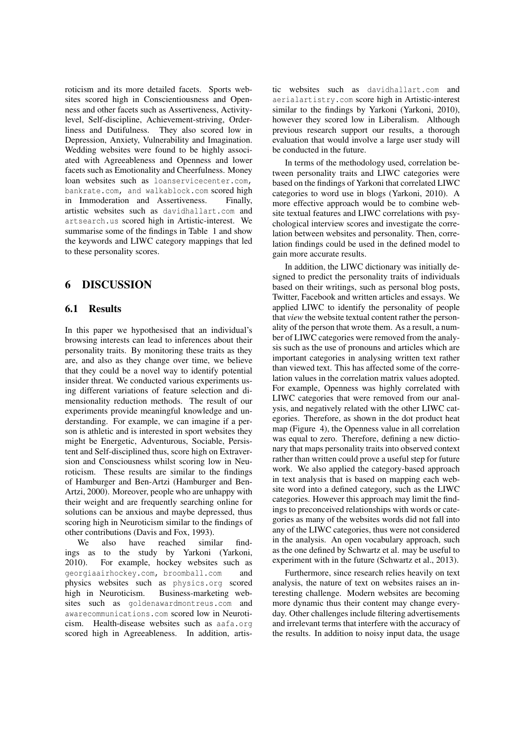roticism and its more detailed facets. Sports websites scored high in Conscientiousness and Openness and other facets such as Assertiveness, Activity-level, Self-discipline, Achievement-striving, Orderliness and Dutifulness. They also scored low in Depression, Anxiety, Vulnerability and Imagination. Wedding websites were found to be highly associated with Agreeableness and Openness and lower facets such as Emotionality and Cheerfulness. Money loan websites such as `loanservicecenter.com`, `bankrate.com`, and `walkablock.com` scored high in Immoderation and Assertiveness. Finally, artistic websites such as `davidhallart.com` and `artsearch.us` scored high in Artistic-interest. We summarise some of the findings in Table 1 and show the keywords and LIWC category mappings that led to these personality scores.

## 6 DISCUSSION

### 6.1 Results

In this paper we hypothesised that an individual's browsing interests can lead to inferences about their personality traits. By monitoring these traits as they are, and also as they change over time, we believe that they could be a novel way to identify potential insider threat. We conducted various experiments using different variations of feature selection and dimensionality reduction methods. The result of our experiments provide meaningful knowledge and understanding. For example, we can imagine if a person is athletic and is interested in sport websites they might be Energetic, Adventurous, Sociable, Persistent and Self-disciplined thus, score high on Extraversion and Consciousness whilst scoring low in Neuroticism. These results are similar to the findings of Hamburger and Ben-Artzi (Hamburger and Ben-Artzi, 2000). Moreover, people who are unhappy with their weight and are frequently searching online for solutions can be anxious and maybe depressed, thus scoring high in Neuroticism similar to the findings of other contributions (Davis and Fox, 1993).

We also have reached similar findings as to the study by Yarkoni (Yarkoni, 2010). For example, hockey websites such as `georgiaairhockey.com`, `broomball.com` and physics websites such as `physics.org` scored high in Neuroticism. Business-marketing websites such as `goldenawardmontreus.com` and `awarecommunications.com` scored low in Neuroticism. Health-disease websites such as `aafa.org` scored high in Agreeableness. In addition, artistic websites such as `davidhallart.com` and `aerialartistry.com` score high in Artistic-interest similar to the findings by Yarkoni (Yarkoni, 2010), however they scored low in Liberalism. Although previous research support our results, a thorough evaluation that would involve a large user study will be conducted in the future.

In terms of the methodology used, correlation between personality traits and LIWC categories were based on the findings of Yarkoni that correlated LIWC categories to word use in blogs (Yarkoni, 2010). A more effective approach would be to combine website textual features and LIWC correlations with psychological interview scores and investigate the correlation between websites and personality. Then, correlation findings could be used in the defined model to gain more accurate results.

In addition, the LIWC dictionary was initially designed to predict the personality traits of individuals based on their writings, such as personal blog posts, Twitter, Facebook and written articles and essays. We applied LIWC to identify the personality of people that *view* the website textual content rather the personality of the person that wrote them. As a result, a number of LIWC categories were removed from the analysis such as the use of pronouns and articles which are important categories in analysing written text rather than viewed text. This has affected some of the correlation values in the correlation matrix values adopted. For example, Openness was highly correlated with LIWC categories that were removed from our analysis, and negatively related with the other LIWC categories. Therefore, as shown in the dot product heat map (Figure 4), the Openness value in all correlation was equal to zero. Therefore, defining a new dictionary that maps personality traits into observed context rather than written could prove a useful step for future work. We also applied the category-based approach in text analysis that is based on mapping each website word into a defined category, such as the LIWC categories. However this approach may limit the findings to preconceived relationships with words or categories as many of the websites words did not fall into any of the LIWC categories, thus were not considered in the analysis. An open vocabulary approach, such as the one defined by Schwartz et al. may be useful to experiment with in the future (Schwartz et al., 2013).

Furthermore, since research relies heavily on text analysis, the nature of text on websites raises an interesting challenge. Modern websites are becoming more dynamic thus their content may change everyday. Other challenges include filtering advertisements and irrelevant terms that interfere with the accuracy of the results. In addition to noisy input data, the usage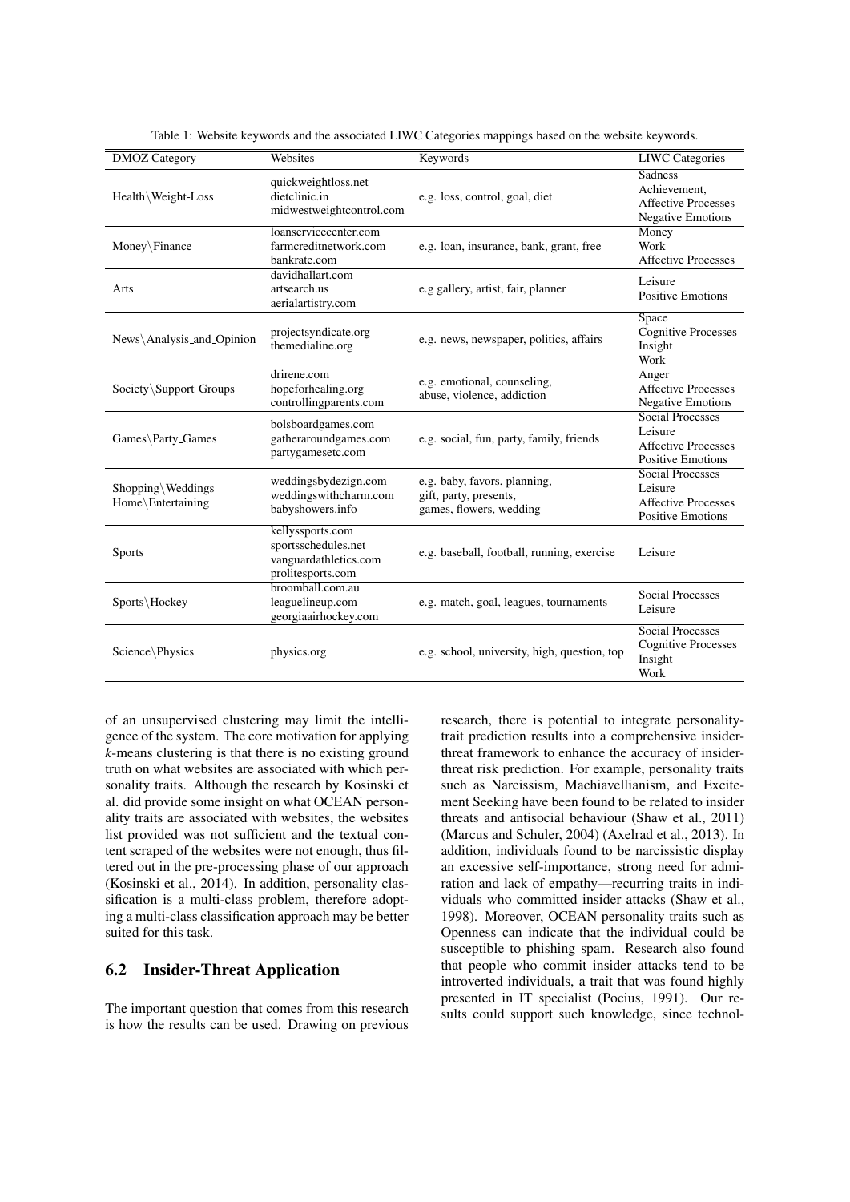Table 1: Website keywords and the associated LIWC Categories mappings based on the website keywords.

| DMOZ Category | Websites | Keywords | LIWC Categories |
|---|---|---|---|
| Health\Weight-Loss | quickweightloss.net<br>dietclinic.in<br>midwestweightcontrol.com | e.g. loss, control, goal, diet | Sadness<br>Achievement,<br>Affective Processes<br>Negative Emotions |
| Money\Finance | loanservicecenter.com<br>farmcreditnetwork.com<br>bankrate.com | e.g. loan, insurance, bank, grant, free | Money<br>Work<br>Affective Processes |
| Arts | davidhallart.com<br>artsearch.us<br>aerialartistry.com | e.g gallery, artist, fair, planner | Leisure<br>Positive Emotions |
| News\Analysis_and_Opinion | projectsyndicate.org<br>themedialine.org | e.g. news, newspaper, politics, affairs | Space<br>Cognitive Processes<br>Insight<br>Work |
| Society\Support_Groups | drirene.com<br>hopeforhealing.org<br>controllingparents.com | e.g. emotional, counseling,<br>abuse, violence, addiction | Anger<br>Affective Processes<br>Negative Emotions |
| Games\Party_Games | bolsboardgames.com<br>gatheraroundgames.com<br>partygamesetc.com | e.g. social, fun, party, family, friends | Social Processes<br>Leisure<br>Affective Processes<br>Positive Emotions |
| Shopping\Weddings<br>Home\Entertaining | weddingsbydezign.com<br>weddingswithcharm.com<br>babyshowers.info | e.g. baby, favors, planning,<br>gift, party, presents,<br>games, flowers, wedding | Social Processes<br>Leisure<br>Affective Processes<br>Positive Emotions |
| Sports | kellyssports.com<br>sportsschedules.net<br>vanguardathletics.com<br>prolitesports.com | e.g. baseball, football, running, exercise | Leisure |
| Sports\Hockey | broomball.com.au<br>leaguelineup.com<br>georgiaairhockey.com | e.g. match, goal, leagues, tournaments | Social Processes<br>Leisure |
| Science\Physics | physics.org | e.g. school, university, high, question, top | Social Processes<br>Cognitive Processes<br>Insight<br>Work |

of an unsupervised clustering may limit the intelligence of the system. The core motivation for applying $k$-means clustering is that there is no existing ground truth on what websites are associated with which personality traits. Although the research by Kosinski et al. did provide some insight on what OCEAN personality traits are associated with websites, the websites list provided was not sufficient and the textual content scraped of the websites were not enough, thus filtered out in the pre-processing phase of our approach (Kosinski et al., 2014). In addition, personality classification is a multi-class problem, therefore adopting a multi-class classification approach may be better suited for this task.

## 6.2 Insider-Threat Application

The important question that comes from this research is how the results can be used. Drawing on previous research, there is potential to integrate personality-trait prediction results into a comprehensive insider-threat framework to enhance the accuracy of insider-threat risk prediction. For example, personality traits such as Narcissism, Machiavellianism, and Excitement Seeking have been found to be related to insider threats and antisocial behaviour (Shaw et al., 2011) (Marcus and Schuler, 2004) (Axelrad et al., 2013). In addition, individuals found to be narcissistic display an excessive self-importance, strong need for admiration and lack of empathy—recurring traits in individuals who committed insider attacks (Shaw et al., 1998). Moreover, OCEAN personality traits such as Openness can indicate that the individual could be susceptible to phishing spam. Research also found that people who commit insider attacks tend to be introverted individuals, a trait that was found highly presented in IT specialist (Pocius, 1991). Our results could support such knowledge, since technol-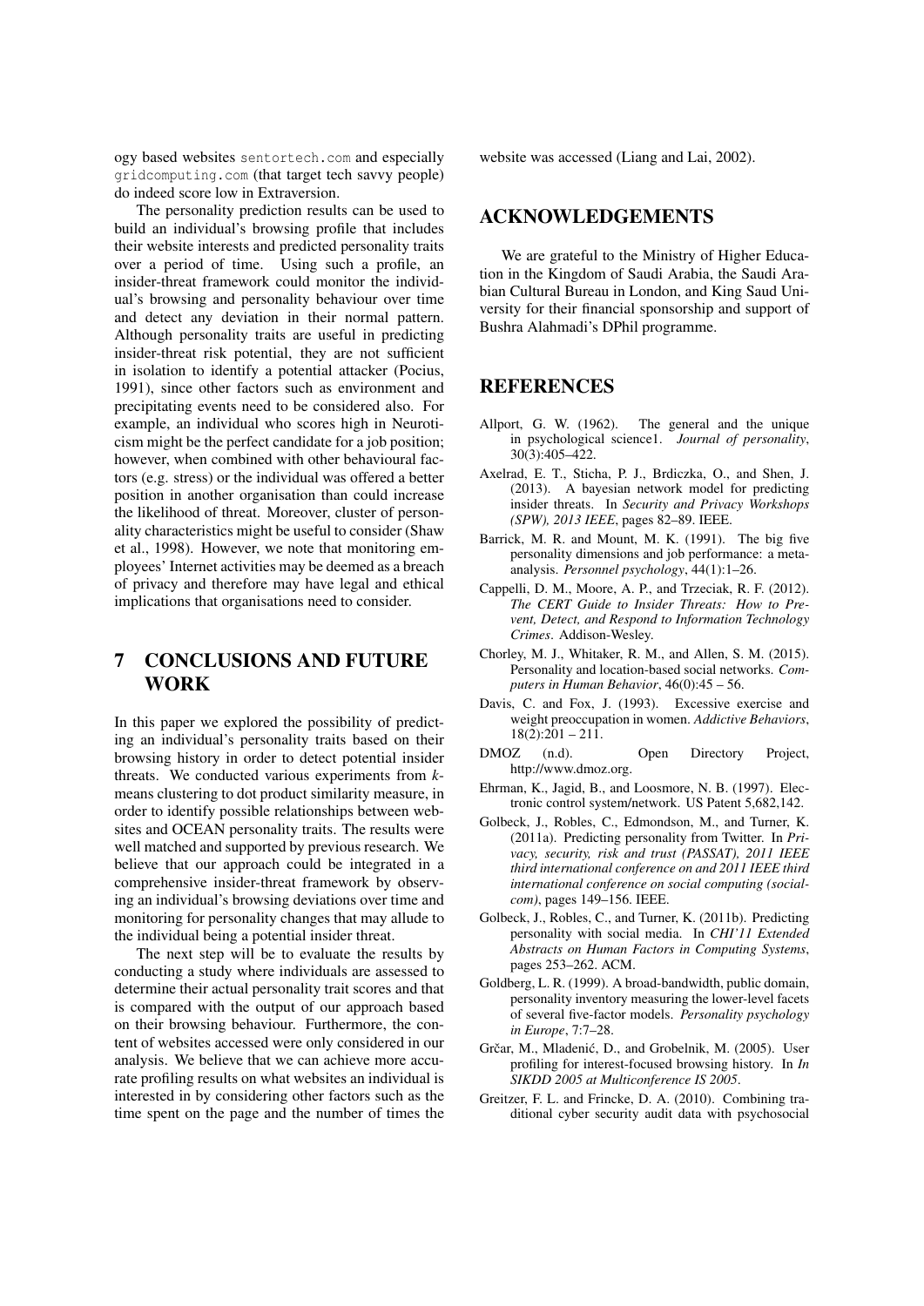ogy based websites `sentortech.com` and especially `gridcomputing.com` (that target tech savvy people) do indeed score low in Extraversion.

The personality prediction results can be used to build an individual's browsing profile that includes their website interests and predicted personality traits over a period of time. Using such a profile, an insider-threat framework could monitor the individual's browsing and personality behaviour over time and detect any deviation in their normal pattern. Although personality traits are useful in predicting insider-threat risk potential, they are not sufficient in isolation to identify a potential attacker (Pocius, 1991), since other factors such as environment and precipitating events need to be considered also. For example, an individual who scores high in Neuroticism might be the perfect candidate for a job position; however, when combined with other behavioural factors (e.g. stress) or the individual was offered a better position in another organisation than could increase the likelihood of threat. Moreover, cluster of personality characteristics might be useful to consider (Shaw et al., 1998). However, we note that monitoring employees' Internet activities may be deemed as a breach of privacy and therefore may have legal and ethical implications that organisations need to consider.

## 7 CONCLUSIONS AND FUTURE WORK

In this paper we explored the possibility of predicting an individual's personality traits based on their browsing history in order to detect potential insider threats. We conducted various experiments from $k$-means clustering to dot product similarity measure, in order to identify possible relationships between websites and OCEAN personality traits. The results were well matched and supported by previous research. We believe that our approach could be integrated in a comprehensive insider-threat framework by observing an individual's browsing deviations over time and monitoring for personality changes that may allude to the individual being a potential insider threat.

The next step will be to evaluate the results by conducting a study where individuals are assessed to determine their actual personality trait scores and that is compared with the output of our approach based on their browsing behaviour. Furthermore, the content of websites accessed were only considered in our analysis. We believe that we can achieve more accurate profiling results on what websites an individual is interested in by considering other factors such as the time spent on the page and the number of times the website was accessed (Liang and Lai, 2002).

## ACKNOWLEDGEMENTS

We are grateful to the Ministry of Higher Education in the Kingdom of Saudi Arabia, the Saudi Arabian Cultural Bureau in London, and King Saud University for their financial sponsorship and support of Bushra Alahmadi's DPhil programme.

## REFERENCES

Allport, G. W. (1962). The general and the unique in psychological science1. *Journal of personality*, 30(3):405–422.

Axelrad, E. T., Sticha, P. J., Brdiczka, O., and Shen, J. (2013). A bayesian network model for predicting insider threats. In *Security and Privacy Workshops (SPW), 2013 IEEE*, pages 82–89. IEEE.

Barrick, M. R. and Mount, M. K. (1991). The big five personality dimensions and job performance: a meta-analysis. *Personnel psychology*, 44(1):1–26.

Cappelli, D. M., Moore, A. P., and Trzeciak, R. F. (2012). *The CERT Guide to Insider Threats: How to Prevent, Detect, and Respond to Information Technology Crimes*. Addison-Wesley.

Chorley, M. J., Whitaker, R. M., and Allen, S. M. (2015). Personality and location-based social networks. *Computers in Human Behavior*, 46(0):45 – 56.

Davis, C. and Fox, J. (1993). Excessive exercise and weight preoccupation in women. *Addictive Behaviors*, 18(2):201 – 211.

DMOZ (n.d). Open Directory Project, http://www.dmoz.org.

Ehrman, K., Jagid, B., and Loosmore, N. B. (1997). Electronic control system/network. US Patent 5,682,142.

Golbeck, J., Robles, C., Edmondson, M., and Turner, K. (2011a). Predicting personality from Twitter. In *Privacy, security, risk and trust (PASSAT), 2011 IEEE third international conference on and 2011 IEEE third international conference on social computing (socialcom)*, pages 149–156. IEEE.

Golbeck, J., Robles, C., and Turner, K. (2011b). Predicting personality with social media. In *CHI'11 Extended Abstracts on Human Factors in Computing Systems*, pages 253–262. ACM.

Goldberg, L. R. (1999). A broad-bandwidth, public domain, personality inventory measuring the lower-level facets of several five-factor models. *Personality psychology in Europe*, 7:7–28.

Grčar, M., Mladenić, D., and Grobelnik, M. (2005). User profiling for interest-focused browsing history. In *In SIKDD 2005 at Multiconference IS 2005*.

Greitzer, F. L. and Frincke, D. A. (2010). Combining traditional cyber security audit data with psychosocial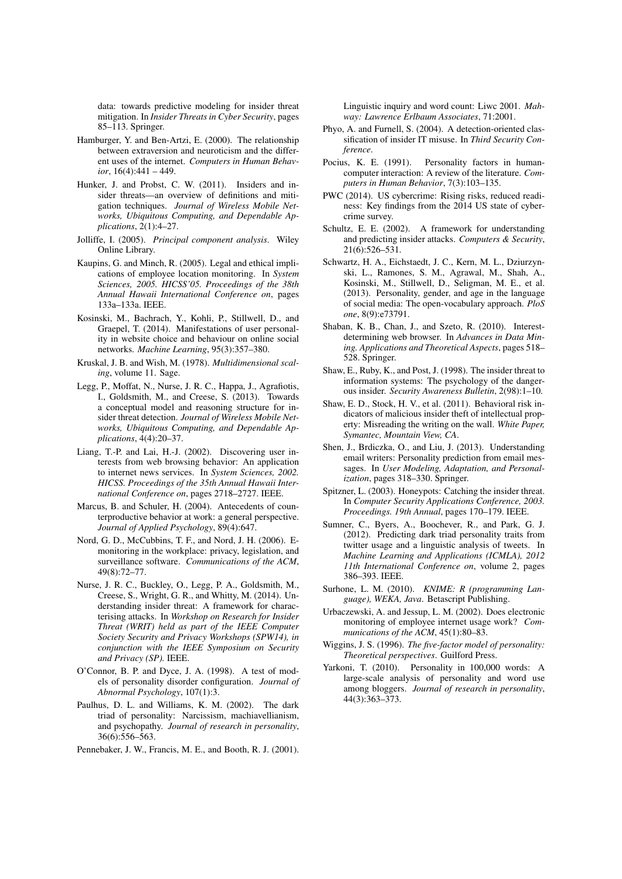data: towards predictive modeling for insider threat mitigation. In *Insider Threats in Cyber Security*, pages 85–113. Springer.

Hamburger, Y. and Ben-Artzi, E. (2000). The relationship between extraversion and neuroticism and the different uses of the internet. *Computers in Human Behavior*, 16(4):441 – 449.

Hunker, J. and Probst, C. W. (2011). Insiders and insider threats—an overview of definitions and mitigation techniques. *Journal of Wireless Mobile Networks, Ubiquitous Computing, and Dependable Applications*, 2(1):4–27.

Jolliffe, I. (2005). *Principal component analysis*. Wiley Online Library.

Kaupins, G. and Minch, R. (2005). Legal and ethical implications of employee location monitoring. In *System Sciences, 2005. HICSS'05. Proceedings of the 38th Annual Hawaii International Conference on*, pages 133a–133a. IEEE.

Kosinski, M., Bachrach, Y., Kohli, P., Stillwell, D., and Graepel, T. (2014). Manifestations of user personality in website choice and behaviour on online social networks. *Machine Learning*, 95(3):357–380.

Kruskal, J. B. and Wish, M. (1978). *Multidimensional scaling*, volume 11. Sage.

Legg, P., Moffat, N., Nurse, J. R. C., Happa, J., Agrafiotis, I., Goldsmith, M., and Creese, S. (2013). Towards a conceptual model and reasoning structure for insider threat detection. *Journal of Wireless Mobile Networks, Ubiquitous Computing, and Dependable Applications*, 4(4):20–37.

Liang, T.-P. and Lai, H.-J. (2002). Discovering user interests from web browsing behavior: An application to internet news services. In *System Sciences, 2002. HICSS. Proceedings of the 35th Annual Hawaii International Conference on*, pages 2718–2727. IEEE.

Marcus, B. and Schuler, H. (2004). Antecedents of counterproductive behavior at work: a general perspective. *Journal of Applied Psychology*, 89(4):647.

Nord, G. D., McCubbins, T. F., and Nord, J. H. (2006). E-monitoring in the workplace: privacy, legislation, and surveillance software. *Communications of the ACM*, 49(8):72–77.

Nurse, J. R. C., Buckley, O., Legg, P. A., Goldsmith, M., Creese, S., Wright, G. R., and Whitty, M. (2014). Understanding insider threat: A framework for characterising attacks. In *Workshop on Research for Insider Threat (WRIT) held as part of the IEEE Computer Society Security and Privacy Workshops (SPW14), in conjunction with the IEEE Symposium on Security and Privacy (SP)*. IEEE.

O'Connor, B. P. and Dyce, J. A. (1998). A test of models of personality disorder configuration. *Journal of Abnormal Psychology*, 107(1):3.

Paulhus, D. L. and Williams, K. M. (2002). The dark triad of personality: Narcissism, machiavellianism, and psychopathy. *Journal of research in personality*, 36(6):556–563.

Pennebaker, J. W., Francis, M. E., and Booth, R. J. (2001). Linguistic inquiry and word count: Liwc 2001. *Mahway: Lawrence Erlbaum Associates*, 71:2001.

Phyo, A. and Furnell, S. (2004). A detection-oriented classification of insider IT misuse. In *Third Security Conference*.

Pocius, K. E. (1991). Personality factors in human-computer interaction: A review of the literature. *Computers in Human Behavior*, 7(3):103–135.

PWC (2014). US cybercrime: Rising risks, reduced readiness: Key findings from the 2014 US state of cybercrime survey.

Schultz, E. E. (2002). A framework for understanding and predicting insider attacks. *Computers & Security*, 21(6):526–531.

Schwartz, H. A., Eichstaedt, J. C., Kern, M. L., Dziurzynski, L., Ramones, S. M., Agrawal, M., Shah, A., Kosinski, M., Stillwell, D., Seligman, M. E., et al. (2013). Personality, gender, and age in the language of social media: The open-vocabulary approach. *PloS one*, 8(9):e73791.

Shaban, K. B., Chan, J., and Szeto, R. (2010). Interest-determining web browser. In *Advances in Data Mining. Applications and Theoretical Aspects*, pages 518–528. Springer.

Shaw, E., Ruby, K., and Post, J. (1998). The insider threat to information systems: The psychology of the dangerous insider. *Security Awareness Bulletin*, 2(98):1–10.

Shaw, E. D., Stock, H. V., et al. (2011). Behavioral risk indicators of malicious insider theft of intellectual property: Misreading the writing on the wall. *White Paper, Symantec, Mountain View, CA*.

Shen, J., Brdiczka, O., and Liu, J. (2013). Understanding email writers: Personality prediction from email messages. In *User Modeling, Adaptation, and Personalization*, pages 318–330. Springer.

Spitzner, L. (2003). Honeypots: Catching the insider threat. In *Computer Security Applications Conference, 2003. Proceedings. 19th Annual*, pages 170–179. IEEE.

Sumner, C., Byers, A., Boochever, R., and Park, G. J. (2012). Predicting dark triad personality traits from twitter usage and a linguistic analysis of tweets. In *Machine Learning and Applications (ICMLA), 2012 11th International Conference on*, volume 2, pages 386–393. IEEE.

Surhone, L. M. (2010). *KNIME: R (programming Language), WEKA, Java*. Betascript Publishing.

Urbaczewski, A. and Jessup, L. M. (2002). Does electronic monitoring of employee internet usage work? *Communications of the ACM*, 45(1):80–83.

Wiggins, J. S. (1996). *The five-factor model of personality: Theoretical perspectives*. Guilford Press.

Yarkoni, T. (2010). Personality in 100,000 words: A large-scale analysis of personality and word use among bloggers. *Journal of research in personality*, 44(3):363–373.